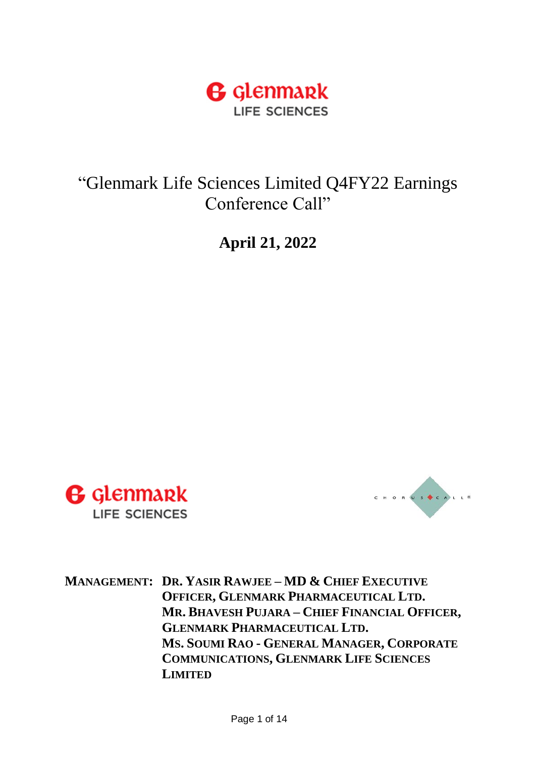# "Glenmark Life Sciences Limited Q4FY22 Earnings Conference Call"

**April 21, 2022**

**MANAGEMENT:** **DR. YASIR RAWJEE – MD & CHIEF EXECUTIVE OFFICER, GLENMARK PHARMACEUTICAL LTD.**
**MR. BHAVESH PUJARA – CHIEF FINANCIAL OFFICER, GLENMARK PHARMACEUTICAL LTD.**
**MS. SOUMI RAO - GENERAL MANAGER, CORPORATE COMMUNICATIONS, GLENMARK LIFE SCIENCES LIMITED**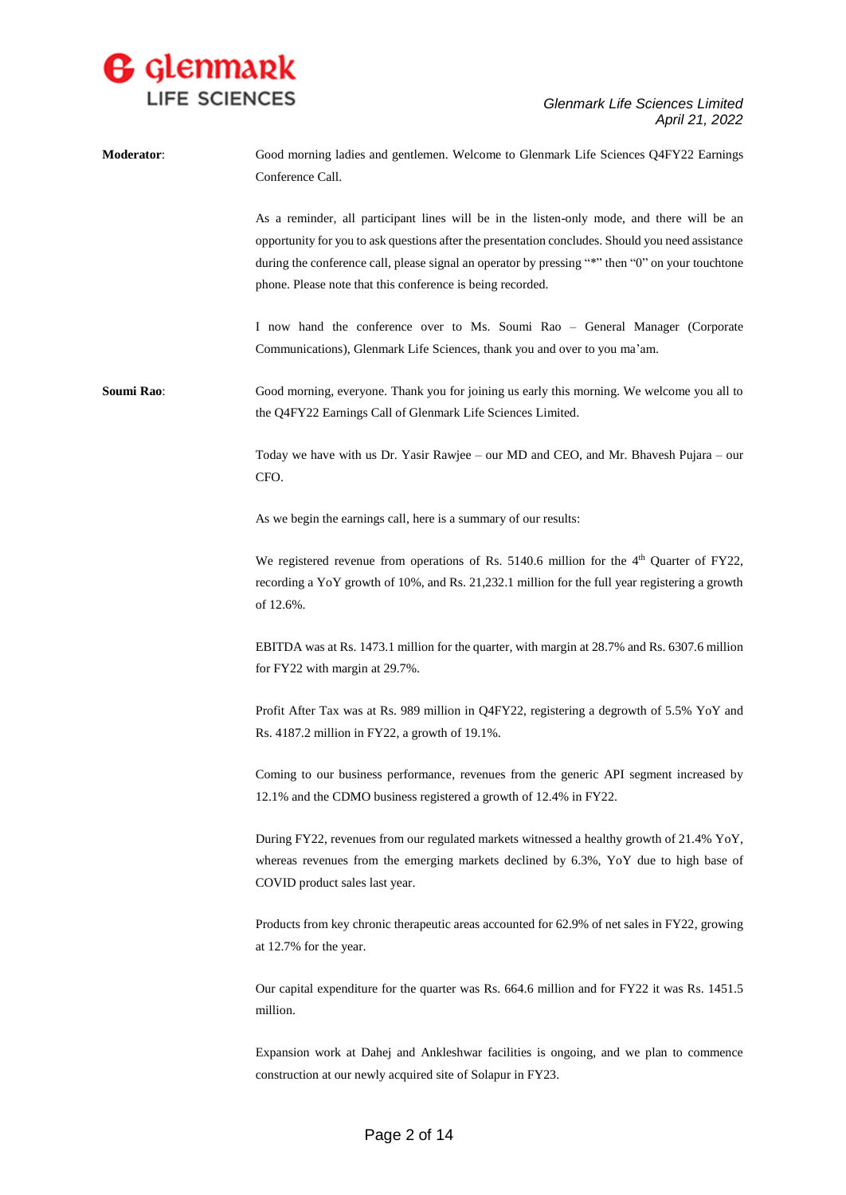**Moderator**: Good morning ladies and gentlemen. Welcome to Glenmark Life Sciences Q4FY22 Earnings Conference Call.

As a reminder, all participant lines will be in the listen-only mode, and there will be an opportunity for you to ask questions after the presentation concludes. Should you need assistance during the conference call, please signal an operator by pressing "*" then "0" on your touchtone phone. Please note that this conference is being recorded.

I now hand the conference over to Ms. Soumi Rao – General Manager (Corporate Communications), Glenmark Life Sciences, thank you and over to you ma'am.

**Soumi Rao**: Good morning, everyone. Thank you for joining us early this morning. We welcome you all to the Q4FY22 Earnings Call of Glenmark Life Sciences Limited.

Today we have with us Dr. Yasir Rawjee – our MD and CEO, and Mr. Bhavesh Pujara – our CFO.

As we begin the earnings call, here is a summary of our results:

We registered revenue from operations of Rs. 5140.6 million for the 4th Quarter of FY22, recording a YoY growth of 10%, and Rs. 21,232.1 million for the full year registering a growth of 12.6%.

EBITDA was at Rs. 1473.1 million for the quarter, with margin at 28.7% and Rs. 6307.6 million for FY22 with margin at 29.7%.

Profit After Tax was at Rs. 989 million in Q4FY22, registering a degrowth of 5.5% YoY and Rs. 4187.2 million in FY22, a growth of 19.1%.

Coming to our business performance, revenues from the generic API segment increased by 12.1% and the CDMO business registered a growth of 12.4% in FY22.

During FY22, revenues from our regulated markets witnessed a healthy growth of 21.4% YoY, whereas revenues from the emerging markets declined by 6.3%, YoY due to high base of COVID product sales last year.

Products from key chronic therapeutic areas accounted for 62.9% of net sales in FY22, growing at 12.7% for the year.

Our capital expenditure for the quarter was Rs. 664.6 million and for FY22 it was Rs. 1451.5 million.

Expansion work at Dahej and Ankleshwar facilities is ongoing, and we plan to commence construction at our newly acquired site of Solapur in FY23.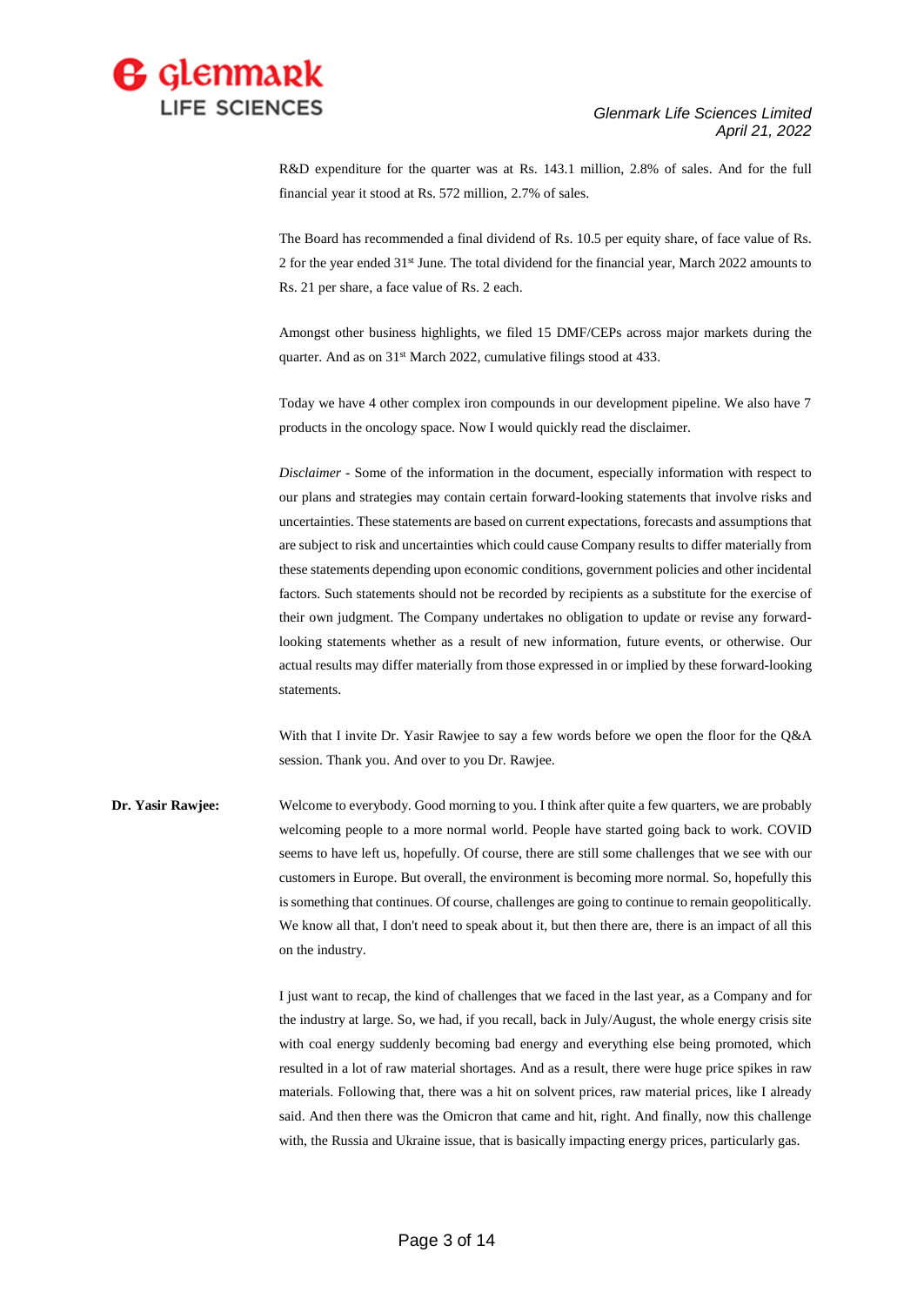R&D expenditure for the quarter was at Rs. 143.1 million, 2.8% of sales. And for the full financial year it stood at Rs. 572 million, 2.7% of sales.

The Board has recommended a final dividend of Rs. 10.5 per equity share, of face value of Rs. 2 for the year ended 31st June. The total dividend for the financial year, March 2022 amounts to Rs. 21 per share, a face value of Rs. 2 each.

Amongst other business highlights, we filed 15 DMF/CEPs across major markets during the quarter. And as on 31st March 2022, cumulative filings stood at 433.

Today we have 4 other complex iron compounds in our development pipeline. We also have 7 products in the oncology space. Now I would quickly read the disclaimer.

*Disclaimer* - Some of the information in the document, especially information with respect to our plans and strategies may contain certain forward-looking statements that involve risks and uncertainties. These statements are based on current expectations, forecasts and assumptions that are subject to risk and uncertainties which could cause Company results to differ materially from these statements depending upon economic conditions, government policies and other incidental factors. Such statements should not be recorded by recipients as a substitute for the exercise of their own judgment. The Company undertakes no obligation to update or revise any forward-looking statements whether as a result of new information, future events, or otherwise. Our actual results may differ materially from those expressed in or implied by these forward-looking statements.

With that I invite Dr. Yasir Rawjee to say a few words before we open the floor for the Q&A session. Thank you. And over to you Dr. Rawjee.

**Dr. Yasir Rawjee:** Welcome to everybody. Good morning to you. I think after quite a few quarters, we are probably welcoming people to a more normal world. People have started going back to work. COVID seems to have left us, hopefully. Of course, there are still some challenges that we see with our customers in Europe. But overall, the environment is becoming more normal. So, hopefully this is something that continues. Of course, challenges are going to continue to remain geopolitically. We know all that, I don't need to speak about it, but then there are, there is an impact of all this on the industry.

I just want to recap, the kind of challenges that we faced in the last year, as a Company and for the industry at large. So, we had, if you recall, back in July/August, the whole energy crisis site with coal energy suddenly becoming bad energy and everything else being promoted, which resulted in a lot of raw material shortages. And as a result, there were huge price spikes in raw materials. Following that, there was a hit on solvent prices, raw material prices, like I already said. And then there was the Omicron that came and hit, right. And finally, now this challenge with, the Russia and Ukraine issue, that is basically impacting energy prices, particularly gas.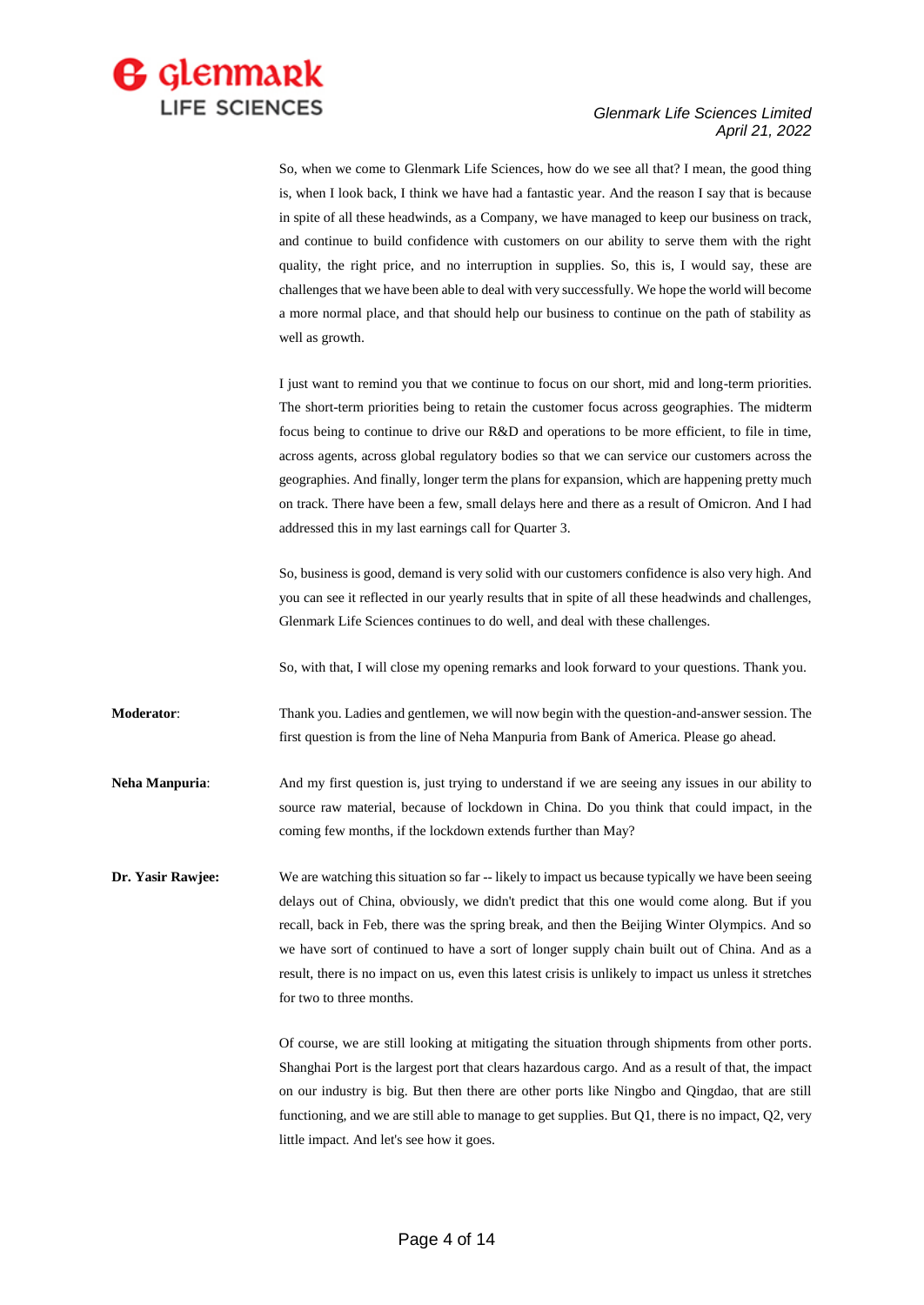So, when we come to Glenmark Life Sciences, how do we see all that? I mean, the good thing is, when I look back, I think we have had a fantastic year. And the reason I say that is because in spite of all these headwinds, as a Company, we have managed to keep our business on track, and continue to build confidence with customers on our ability to serve them with the right quality, the right price, and no interruption in supplies. So, this is, I would say, these are challenges that we have been able to deal with very successfully. We hope the world will become a more normal place, and that should help our business to continue on the path of stability as well as growth.

I just want to remind you that we continue to focus on our short, mid and long-term priorities. The short-term priorities being to retain the customer focus across geographies. The midterm focus being to continue to drive our R&D and operations to be more efficient, to file in time, across agents, across global regulatory bodies so that we can service our customers across the geographies. And finally, longer term the plans for expansion, which are happening pretty much on track. There have been a few, small delays here and there as a result of Omicron. And I had addressed this in my last earnings call for Quarter 3.

So, business is good, demand is very solid with our customers confidence is also very high. And you can see it reflected in our yearly results that in spite of all these headwinds and challenges, Glenmark Life Sciences continues to do well, and deal with these challenges.

So, with that, I will close my opening remarks and look forward to your questions. Thank you.

**Moderator**: Thank you. Ladies and gentlemen, we will now begin with the question-and-answer session. The first question is from the line of Neha Manpuria from Bank of America. Please go ahead.

**Neha Manpuria**: And my first question is, just trying to understand if we are seeing any issues in our ability to source raw material, because of lockdown in China. Do you think that could impact, in the coming few months, if the lockdown extends further than May?

**Dr. Yasir Rawjee:** We are watching this situation so far -- likely to impact us because typically we have been seeing delays out of China, obviously, we didn't predict that this one would come along. But if you recall, back in Feb, there was the spring break, and then the Beijing Winter Olympics. And so we have sort of continued to have a sort of longer supply chain built out of China. And as a result, there is no impact on us, even this latest crisis is unlikely to impact us unless it stretches for two to three months.

Of course, we are still looking at mitigating the situation through shipments from other ports. Shanghai Port is the largest port that clears hazardous cargo. And as a result of that, the impact on our industry is big. But then there are other ports like Ningbo and Qingdao, that are still functioning, and we are still able to manage to get supplies. But Q1, there is no impact, Q2, very little impact. And let's see how it goes.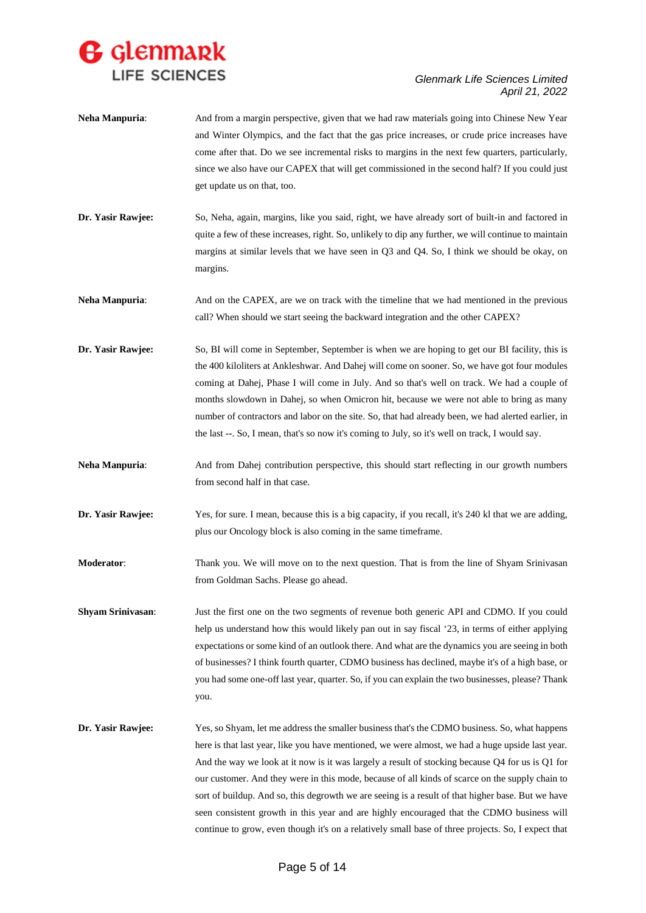**Neha Manpuria**: And from a margin perspective, given that we had raw materials going into Chinese New Year and Winter Olympics, and the fact that the gas price increases, or crude price increases have come after that. Do we see incremental risks to margins in the next few quarters, particularly, since we also have our CAPEX that will get commissioned in the second half? If you could just get update us on that, too.

**Dr. Yasir Rawjee:** So, Neha, again, margins, like you said, right, we have already sort of built-in and factored in quite a few of these increases, right. So, unlikely to dip any further, we will continue to maintain margins at similar levels that we have seen in Q3 and Q4. So, I think we should be okay, on margins.

**Neha Manpuria**: And on the CAPEX, are we on track with the timeline that we had mentioned in the previous call? When should we start seeing the backward integration and the other CAPEX?

**Dr. Yasir Rawjee:** So, BI will come in September, September is when we are hoping to get our BI facility, this is the 400 kiloliters at Ankleshwar. And Dahej will come on sooner. So, we have got four modules coming at Dahej, Phase I will come in July. And so that's well on track. We had a couple of months slowdown in Dahej, so when Omicron hit, because we were not able to bring as many number of contractors and labor on the site. So, that had already been, we had alerted earlier, in the last --. So, I mean, that's so now it's coming to July, so it's well on track, I would say.

**Neha Manpuria**: And from Dahej contribution perspective, this should start reflecting in our growth numbers from second half in that case.

**Dr. Yasir Rawjee:** Yes, for sure. I mean, because this is a big capacity, if you recall, it's 240 kl that we are adding, plus our Oncology block is also coming in the same timeframe.

**Moderator**: Thank you. We will move on to the next question. That is from the line of Shyam Srinivasan from Goldman Sachs. Please go ahead.

**Shyam Srinivasan**: Just the first one on the two segments of revenue both generic API and CDMO. If you could help us understand how this would likely pan out in say fiscal '23, in terms of either applying expectations or some kind of an outlook there. And what are the dynamics you are seeing in both of businesses? I think fourth quarter, CDMO business has declined, maybe it's of a high base, or you had some one-off last year, quarter. So, if you can explain the two businesses, please? Thank you.

**Dr. Yasir Rawjee:** Yes, so Shyam, let me address the smaller business that's the CDMO business. So, what happens here is that last year, like you have mentioned, we were almost, we had a huge upside last year. And the way we look at it now is it was largely a result of stocking because Q4 for us is Q1 for our customer. And they were in this mode, because of all kinds of scarce on the supply chain to sort of buildup. And so, this degrowth we are seeing is a result of that higher base. But we have seen consistent growth in this year and are highly encouraged that the CDMO business will continue to grow, even though it's on a relatively small base of three projects. So, I expect that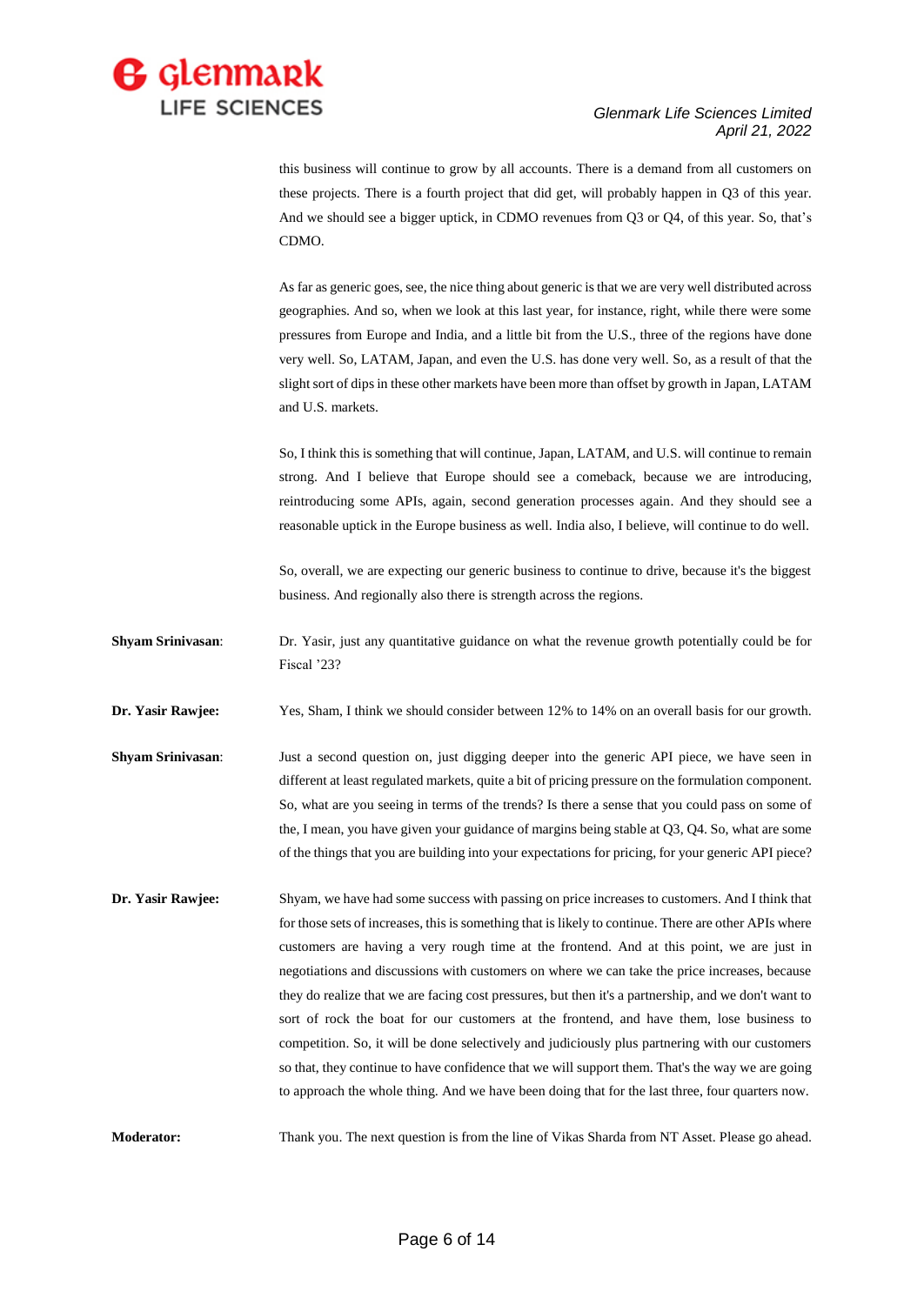this business will continue to grow by all accounts. There is a demand from all customers on these projects. There is a fourth project that did get, will probably happen in Q3 of this year. And we should see a bigger uptick, in CDMO revenues from Q3 or Q4, of this year. So, that's CDMO.

As far as generic goes, see, the nice thing about generic is that we are very well distributed across geographies. And so, when we look at this last year, for instance, right, while there were some pressures from Europe and India, and a little bit from the U.S., three of the regions have done very well. So, LATAM, Japan, and even the U.S. has done very well. So, as a result of that the slight sort of dips in these other markets have been more than offset by growth in Japan, LATAM and U.S. markets.

So, I think this is something that will continue, Japan, LATAM, and U.S. will continue to remain strong. And I believe that Europe should see a comeback, because we are introducing, reintroducing some APIs, again, second generation processes again. And they should see a reasonable uptick in the Europe business as well. India also, I believe, will continue to do well.

So, overall, we are expecting our generic business to continue to drive, because it's the biggest business. And regionally also there is strength across the regions.

**Shyam Srinivasan**: Dr. Yasir, just any quantitative guidance on what the revenue growth potentially could be for Fiscal '23?

**Dr. Yasir Rawjee:** Yes, Sham, I think we should consider between 12% to 14% on an overall basis for our growth.

**Shyam Srinivasan**: Just a second question on, just digging deeper into the generic API piece, we have seen in different at least regulated markets, quite a bit of pricing pressure on the formulation component. So, what are you seeing in terms of the trends? Is there a sense that you could pass on some of the, I mean, you have given your guidance of margins being stable at Q3, Q4. So, what are some of the things that you are building into your expectations for pricing, for your generic API piece?

**Dr. Yasir Rawjee:** Shyam, we have had some success with passing on price increases to customers. And I think that for those sets of increases, this is something that is likely to continue. There are other APIs where customers are having a very rough time at the frontend. And at this point, we are just in negotiations and discussions with customers on where we can take the price increases, because they do realize that we are facing cost pressures, but then it's a partnership, and we don't want to sort of rock the boat for our customers at the frontend, and have them, lose business to competition. So, it will be done selectively and judiciously plus partnering with our customers so that, they continue to have confidence that we will support them. That's the way we are going to approach the whole thing. And we have been doing that for the last three, four quarters now.

**Moderator:** Thank you. The next question is from the line of Vikas Sharda from NT Asset. Please go ahead.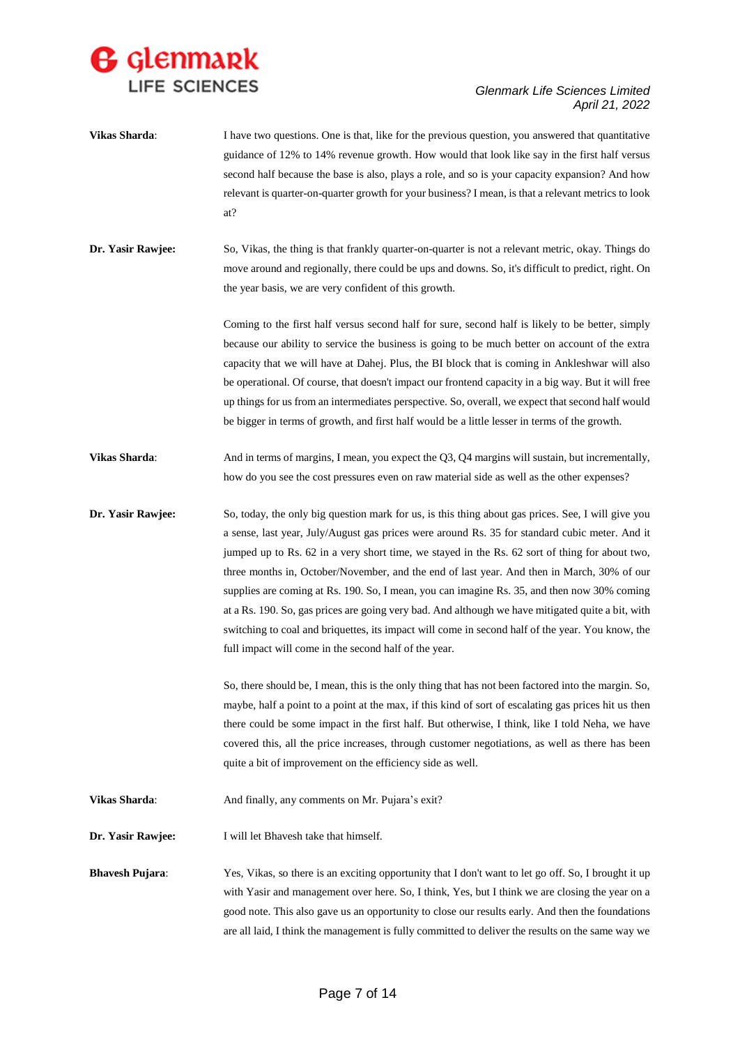**Vikas Sharda**: I have two questions. One is that, like for the previous question, you answered that quantitative guidance of 12% to 14% revenue growth. How would that look like say in the first half versus second half because the base is also, plays a role, and so is your capacity expansion? And how relevant is quarter-on-quarter growth for your business? I mean, is that a relevant metrics to look at?

**Dr. Yasir Rawjee:** So, Vikas, the thing is that frankly quarter-on-quarter is not a relevant metric, okay. Things do move around and regionally, there could be ups and downs. So, it's difficult to predict, right. On the year basis, we are very confident of this growth.

Coming to the first half versus second half for sure, second half is likely to be better, simply because our ability to service the business is going to be much better on account of the extra capacity that we will have at Dahej. Plus, the BI block that is coming in Ankleshwar will also be operational. Of course, that doesn't impact our frontend capacity in a big way. But it will free up things for us from an intermediates perspective. So, overall, we expect that second half would be bigger in terms of growth, and first half would be a little lesser in terms of the growth.

**Vikas Sharda**: And in terms of margins, I mean, you expect the Q3, Q4 margins will sustain, but incrementally, how do you see the cost pressures even on raw material side as well as the other expenses?

**Dr. Yasir Rawjee:** So, today, the only big question mark for us, is this thing about gas prices. See, I will give you a sense, last year, July/August gas prices were around Rs. 35 for standard cubic meter. And it jumped up to Rs. 62 in a very short time, we stayed in the Rs. 62 sort of thing for about two, three months in, October/November, and the end of last year. And then in March, 30% of our supplies are coming at Rs. 190. So, I mean, you can imagine Rs. 35, and then now 30% coming at a Rs. 190. So, gas prices are going very bad. And although we have mitigated quite a bit, with switching to coal and briquettes, its impact will come in second half of the year. You know, the full impact will come in the second half of the year.

So, there should be, I mean, this is the only thing that has not been factored into the margin. So, maybe, half a point to a point at the max, if this kind of sort of escalating gas prices hit us then there could be some impact in the first half. But otherwise, I think, like I told Neha, we have covered this, all the price increases, through customer negotiations, as well as there has been quite a bit of improvement on the efficiency side as well.

**Vikas Sharda**: And finally, any comments on Mr. Pujara's exit?

**Dr. Yasir Rawjee:** I will let Bhavesh take that himself.

**Bhavesh Pujara**: Yes, Vikas, so there is an exciting opportunity that I don't want to let go off. So, I brought it up with Yasir and management over here. So, I think, Yes, but I think we are closing the year on a good note. This also gave us an opportunity to close our results early. And then the foundations are all laid, I think the management is fully committed to deliver the results on the same way we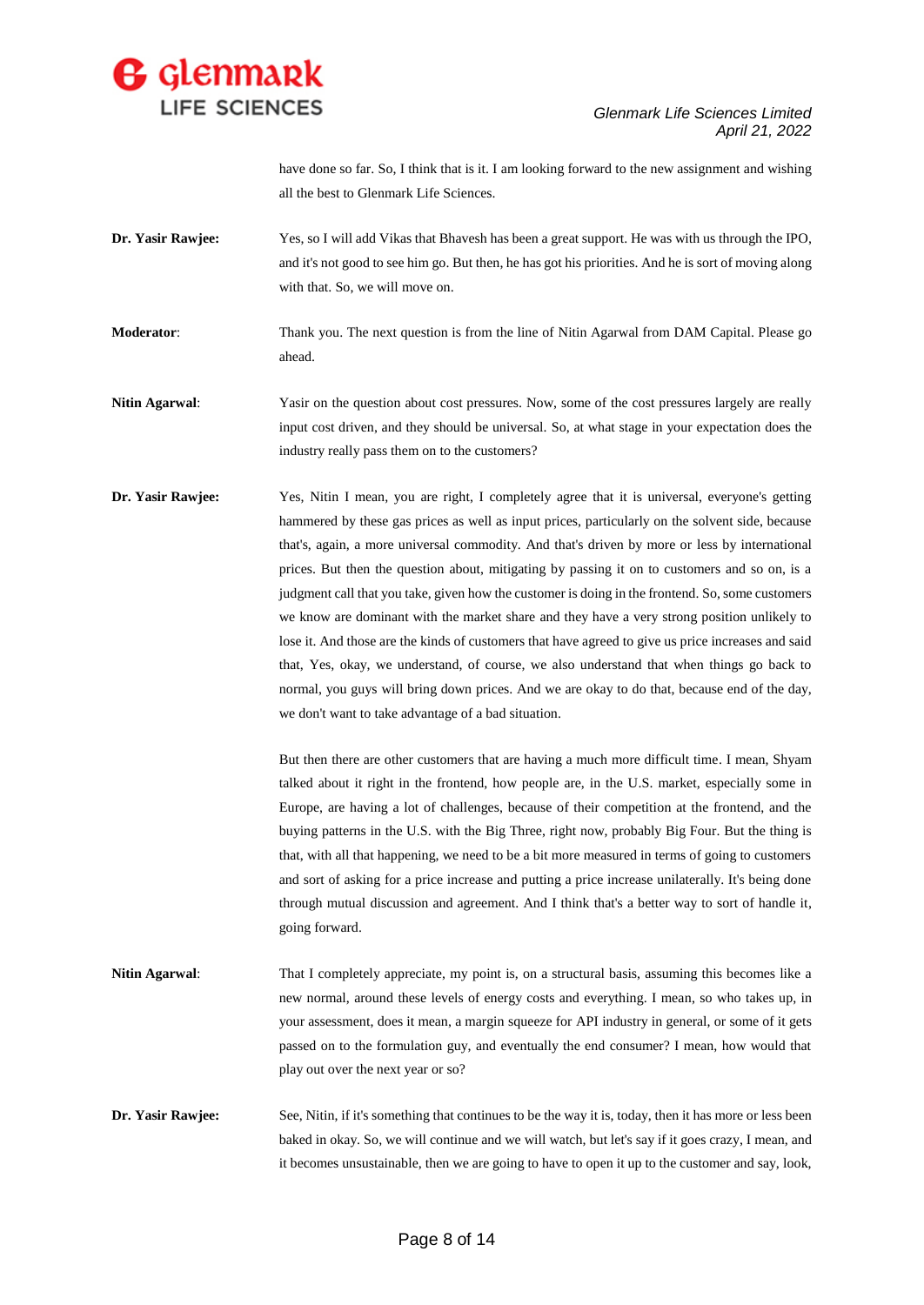have done so far. So, I think that is it. I am looking forward to the new assignment and wishing all the best to Glenmark Life Sciences.

**Dr. Yasir Rawjee:** Yes, so I will add Vikas that Bhavesh has been a great support. He was with us through the IPO, and it's not good to see him go. But then, he has got his priorities. And he is sort of moving along with that. So, we will move on.

**Moderator**: Thank you. The next question is from the line of Nitin Agarwal from DAM Capital. Please go ahead.

**Nitin Agarwal**: Yasir on the question about cost pressures. Now, some of the cost pressures largely are really input cost driven, and they should be universal. So, at what stage in your expectation does the industry really pass them on to the customers?

**Dr. Yasir Rawjee:** Yes, Nitin I mean, you are right, I completely agree that it is universal, everyone's getting hammered by these gas prices as well as input prices, particularly on the solvent side, because that's, again, a more universal commodity. And that's driven by more or less by international prices. But then the question about, mitigating by passing it on to customers and so on, is a judgment call that you take, given how the customer is doing in the frontend. So, some customers we know are dominant with the market share and they have a very strong position unlikely to lose it. And those are the kinds of customers that have agreed to give us price increases and said that, Yes, okay, we understand, of course, we also understand that when things go back to normal, you guys will bring down prices. And we are okay to do that, because end of the day, we don't want to take advantage of a bad situation.

But then there are other customers that are having a much more difficult time. I mean, Shyam talked about it right in the frontend, how people are, in the U.S. market, especially some in Europe, are having a lot of challenges, because of their competition at the frontend, and the buying patterns in the U.S. with the Big Three, right now, probably Big Four. But the thing is that, with all that happening, we need to be a bit more measured in terms of going to customers and sort of asking for a price increase and putting a price increase unilaterally. It's being done through mutual discussion and agreement. And I think that's a better way to sort of handle it, going forward.

**Nitin Agarwal**: That I completely appreciate, my point is, on a structural basis, assuming this becomes like a new normal, around these levels of energy costs and everything. I mean, so who takes up, in your assessment, does it mean, a margin squeeze for API industry in general, or some of it gets passed on to the formulation guy, and eventually the end consumer? I mean, how would that play out over the next year or so?

**Dr. Yasir Rawjee:** See, Nitin, if it's something that continues to be the way it is, today, then it has more or less been baked in okay. So, we will continue and we will watch, but let's say if it goes crazy, I mean, and it becomes unsustainable, then we are going to have to open it up to the customer and say, look,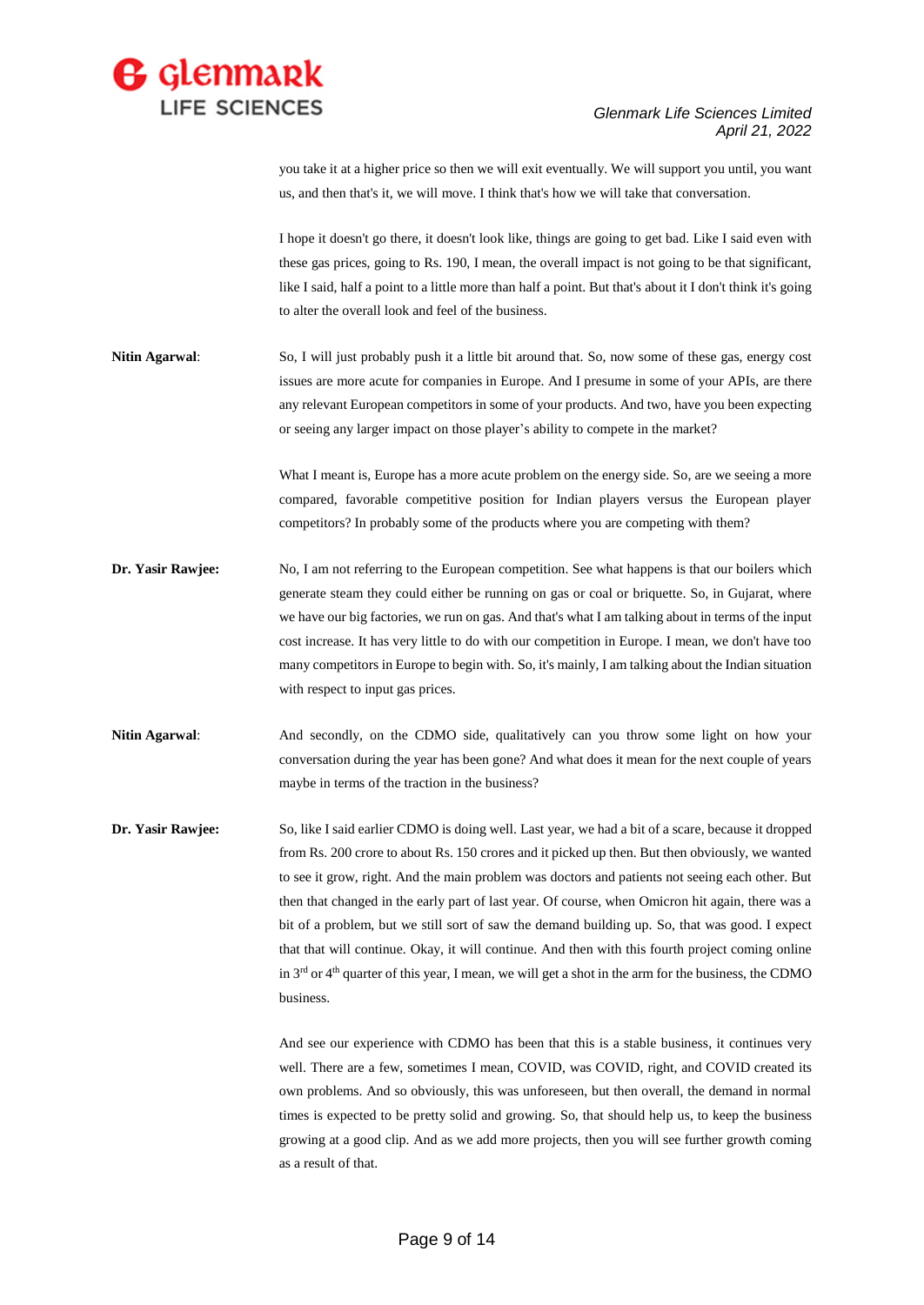you take it at a higher price so then we will exit eventually. We will support you until, you want us, and then that's it, we will move. I think that's how we will take that conversation.

I hope it doesn't go there, it doesn't look like, things are going to get bad. Like I said even with these gas prices, going to Rs. 190, I mean, the overall impact is not going to be that significant, like I said, half a point to a little more than half a point. But that's about it I don't think it's going to alter the overall look and feel of the business.

**Nitin Agarwal**: So, I will just probably push it a little bit around that. So, now some of these gas, energy cost issues are more acute for companies in Europe. And I presume in some of your APIs, are there any relevant European competitors in some of your products. And two, have you been expecting or seeing any larger impact on those player's ability to compete in the market?

What I meant is, Europe has a more acute problem on the energy side. So, are we seeing a more compared, favorable competitive position for Indian players versus the European player competitors? In probably some of the products where you are competing with them?

**Dr. Yasir Rawjee:** No, I am not referring to the European competition. See what happens is that our boilers which generate steam they could either be running on gas or coal or briquette. So, in Gujarat, where we have our big factories, we run on gas. And that's what I am talking about in terms of the input cost increase. It has very little to do with our competition in Europe. I mean, we don't have too many competitors in Europe to begin with. So, it's mainly, I am talking about the Indian situation with respect to input gas prices.

**Nitin Agarwal**: And secondly, on the CDMO side, qualitatively can you throw some light on how your conversation during the year has been gone? And what does it mean for the next couple of years maybe in terms of the traction in the business?

**Dr. Yasir Rawjee:** So, like I said earlier CDMO is doing well. Last year, we had a bit of a scare, because it dropped from Rs. 200 crore to about Rs. 150 crores and it picked up then. But then obviously, we wanted to see it grow, right. And the main problem was doctors and patients not seeing each other. But then that changed in the early part of last year. Of course, when Omicron hit again, there was a bit of a problem, but we still sort of saw the demand building up. So, that was good. I expect that that will continue. Okay, it will continue. And then with this fourth project coming online in 3rd or 4th quarter of this year, I mean, we will get a shot in the arm for the business, the CDMO business.

And see our experience with CDMO has been that this is a stable business, it continues very well. There are a few, sometimes I mean, COVID, was COVID, right, and COVID created its own problems. And so obviously, this was unforeseen, but then overall, the demand in normal times is expected to be pretty solid and growing. So, that should help us, to keep the business growing at a good clip. And as we add more projects, then you will see further growth coming as a result of that.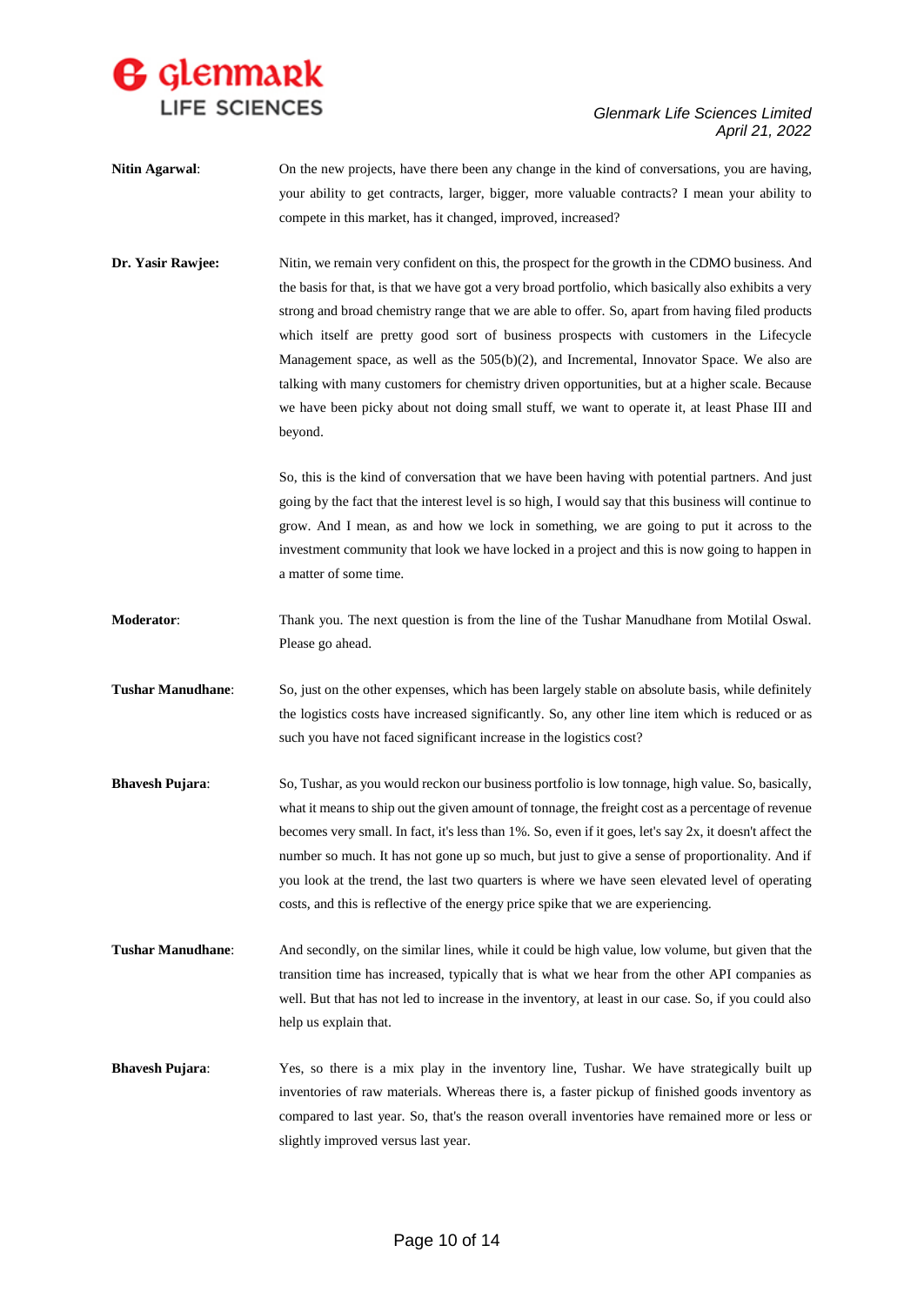**Nitin Agarwal**: On the new projects, have there been any change in the kind of conversations, you are having, your ability to get contracts, larger, bigger, more valuable contracts? I mean your ability to compete in this market, has it changed, improved, increased?

**Dr. Yasir Rawjee:** Nitin, we remain very confident on this, the prospect for the growth in the CDMO business. And the basis for that, is that we have got a very broad portfolio, which basically also exhibits a very strong and broad chemistry range that we are able to offer. So, apart from having filed products which itself are pretty good sort of business prospects with customers in the Lifecycle Management space, as well as the 505(b)(2), and Incremental, Innovator Space. We also are talking with many customers for chemistry driven opportunities, but at a higher scale. Because we have been picky about not doing small stuff, we want to operate it, at least Phase III and beyond.

So, this is the kind of conversation that we have been having with potential partners. And just going by the fact that the interest level is so high, I would say that this business will continue to grow. And I mean, as and how we lock in something, we are going to put it across to the investment community that look we have locked in a project and this is now going to happen in a matter of some time.

**Moderator**: Thank you. The next question is from the line of the Tushar Manudhane from Motilal Oswal. Please go ahead.

**Tushar Manudhane**: So, just on the other expenses, which has been largely stable on absolute basis, while definitely the logistics costs have increased significantly. So, any other line item which is reduced or as such you have not faced significant increase in the logistics cost?

**Bhavesh Pujara**: So, Tushar, as you would reckon our business portfolio is low tonnage, high value. So, basically, what it means to ship out the given amount of tonnage, the freight cost as a percentage of revenue becomes very small. In fact, it's less than 1%. So, even if it goes, let's say 2x, it doesn't affect the number so much. It has not gone up so much, but just to give a sense of proportionality. And if you look at the trend, the last two quarters is where we have seen elevated level of operating costs, and this is reflective of the energy price spike that we are experiencing.

**Tushar Manudhane**: And secondly, on the similar lines, while it could be high value, low volume, but given that the transition time has increased, typically that is what we hear from the other API companies as well. But that has not led to increase in the inventory, at least in our case. So, if you could also help us explain that.

**Bhavesh Pujara**: Yes, so there is a mix play in the inventory line, Tushar. We have strategically built up inventories of raw materials. Whereas there is, a faster pickup of finished goods inventory as compared to last year. So, that's the reason overall inventories have remained more or less or slightly improved versus last year.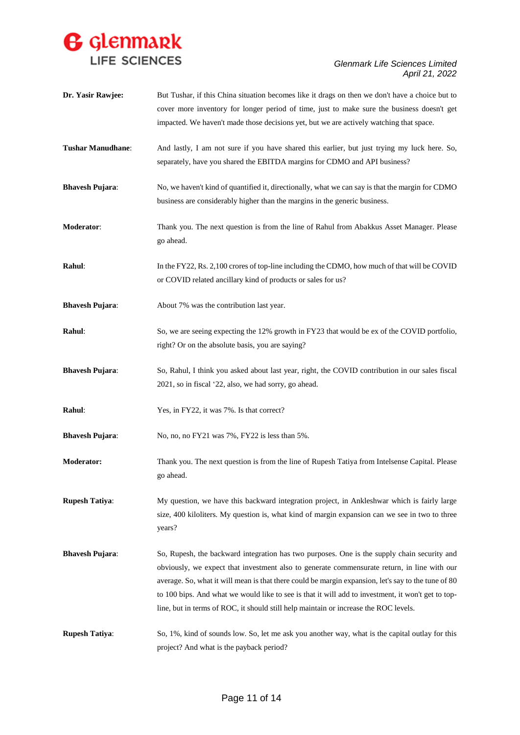**Dr. Yasir Rawjee:** But Tushar, if this China situation becomes like it drags on then we don't have a choice but to cover more inventory for longer period of time, just to make sure the business doesn't get impacted. We haven't made those decisions yet, but we are actively watching that space.

**Tushar Manudhane**: And lastly, I am not sure if you have shared this earlier, but just trying my luck here. So, separately, have you shared the EBITDA margins for CDMO and API business?

**Bhavesh Pujara**: No, we haven't kind of quantified it, directionally, what we can say is that the margin for CDMO business are considerably higher than the margins in the generic business.

**Moderator**: Thank you. The next question is from the line of Rahul from Abakkus Asset Manager. Please go ahead.

**Rahul**: In the FY22, Rs. 2,100 crores of top-line including the CDMO, how much of that will be COVID or COVID related ancillary kind of products or sales for us?

**Bhavesh Pujara**: About 7% was the contribution last year.

**Rahul**: So, we are seeing expecting the 12% growth in FY23 that would be ex of the COVID portfolio, right? Or on the absolute basis, you are saying?

**Bhavesh Pujara**: So, Rahul, I think you asked about last year, right, the COVID contribution in our sales fiscal 2021, so in fiscal '22, also, we had sorry, go ahead.

**Rahul**: Yes, in FY22, it was 7%. Is that correct?

**Bhavesh Pujara**: No, no, no FY21 was 7%, FY22 is less than 5%.

**Moderator:** Thank you. The next question is from the line of Rupesh Tatiya from Intelsense Capital. Please go ahead.

**Rupesh Tatiya**: My question, we have this backward integration project, in Ankleshwar which is fairly large size, 400 kiloliters. My question is, what kind of margin expansion can we see in two to three years?

**Bhavesh Pujara**: So, Rupesh, the backward integration has two purposes. One is the supply chain security and obviously, we expect that investment also to generate commensurate return, in line with our average. So, what it will mean is that there could be margin expansion, let's say to the tune of 80 to 100 bips. And what we would like to see is that it will add to investment, it won't get to top-line, but in terms of ROC, it should still help maintain or increase the ROC levels.

**Rupesh Tatiya**: So, 1%, kind of sounds low. So, let me ask you another way, what is the capital outlay for this project? And what is the payback period?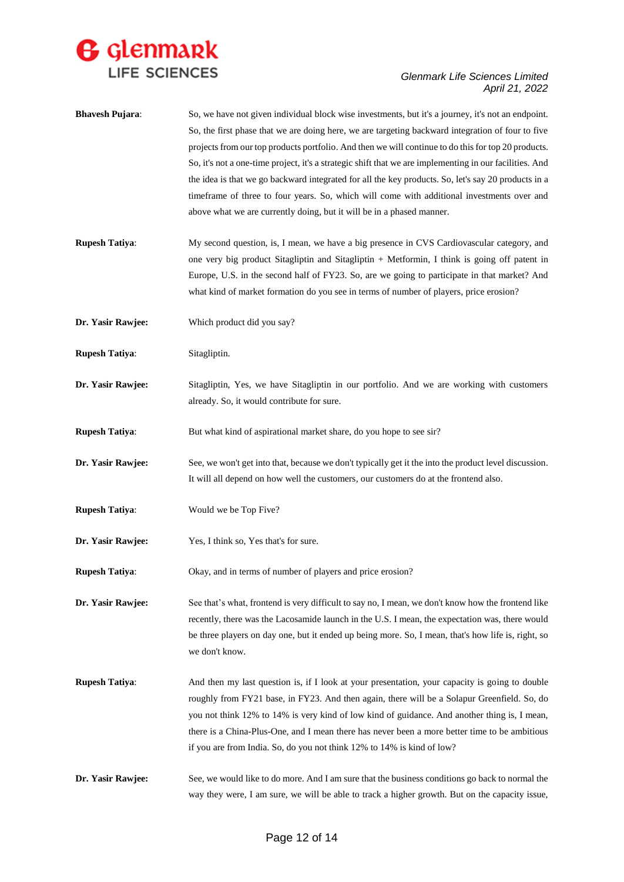**Bhavesh Pujara**: So, we have not given individual block wise investments, but it's a journey, it's not an endpoint. So, the first phase that we are doing here, we are targeting backward integration of four to five projects from our top products portfolio. And then we will continue to do this for top 20 products. So, it's not a one-time project, it's a strategic shift that we are implementing in our facilities. And the idea is that we go backward integrated for all the key products. So, let's say 20 products in a timeframe of three to four years. So, which will come with additional investments over and above what we are currently doing, but it will be in a phased manner.

**Rupesh Tatiya**: My second question, is, I mean, we have a big presence in CVS Cardiovascular category, and one very big product Sitagliptin and Sitagliptin + Metformin, I think is going off patent in Europe, U.S. in the second half of FY23. So, are we going to participate in that market? And what kind of market formation do you see in terms of number of players, price erosion?

**Dr. Yasir Rawjee:** Which product did you say?

**Rupesh Tatiya**: Sitagliptin.

**Dr. Yasir Rawjee:** Sitagliptin, Yes, we have Sitagliptin in our portfolio. And we are working with customers already. So, it would contribute for sure.

**Rupesh Tatiya**: But what kind of aspirational market share, do you hope to see sir?

**Dr. Yasir Rawjee:** See, we won't get into that, because we don't typically get it the into the product level discussion. It will all depend on how well the customers, our customers do at the frontend also.

**Rupesh Tatiya**: Would we be Top Five?

**Dr. Yasir Rawjee:** Yes, I think so, Yes that's for sure.

**Rupesh Tatiya**: Okay, and in terms of number of players and price erosion?

**Dr. Yasir Rawjee:** See that's what, frontend is very difficult to say no, I mean, we don't know how the frontend like recently, there was the Lacosamide launch in the U.S. I mean, the expectation was, there would be three players on day one, but it ended up being more. So, I mean, that's how life is, right, so we don't know.

**Rupesh Tatiya**: And then my last question is, if I look at your presentation, your capacity is going to double roughly from FY21 base, in FY23. And then again, there will be a Solapur Greenfield. So, do you not think 12% to 14% is very kind of low kind of guidance. And another thing is, I mean, there is a China-Plus-One, and I mean there has never been a more better time to be ambitious if you are from India. So, do you not think 12% to 14% is kind of low?

**Dr. Yasir Rawjee:** See, we would like to do more. And I am sure that the business conditions go back to normal the way they were, I am sure, we will be able to track a higher growth. But on the capacity issue,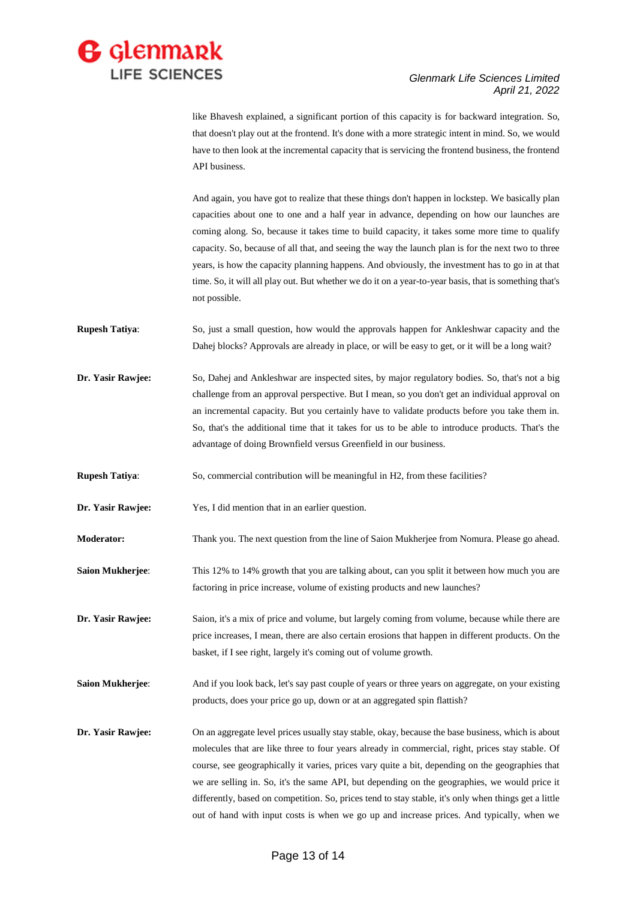like Bhavesh explained, a significant portion of this capacity is for backward integration. So, that doesn't play out at the frontend. It's done with a more strategic intent in mind. So, we would have to then look at the incremental capacity that is servicing the frontend business, the frontend API business.

And again, you have got to realize that these things don't happen in lockstep. We basically plan capacities about one to one and a half year in advance, depending on how our launches are coming along. So, because it takes time to build capacity, it takes some more time to qualify capacity. So, because of all that, and seeing the way the launch plan is for the next two to three years, is how the capacity planning happens. And obviously, the investment has to go in at that time. So, it will all play out. But whether we do it on a year-to-year basis, that is something that's not possible.

**Rupesh Tatiya**: So, just a small question, how would the approvals happen for Ankleshwar capacity and the Dahej blocks? Approvals are already in place, or will be easy to get, or it will be a long wait?

**Dr. Yasir Rawjee:** So, Dahej and Ankleshwar are inspected sites, by major regulatory bodies. So, that's not a big challenge from an approval perspective. But I mean, so you don't get an individual approval on an incremental capacity. But you certainly have to validate products before you take them in. So, that's the additional time that it takes for us to be able to introduce products. That's the advantage of doing Brownfield versus Greenfield in our business.

**Rupesh Tatiya**: So, commercial contribution will be meaningful in H2, from these facilities?

**Dr. Yasir Rawjee:** Yes, I did mention that in an earlier question.

**Moderator:** Thank you. The next question from the line of Saion Mukherjee from Nomura. Please go ahead.

**Saion Mukherjee**: This 12% to 14% growth that you are talking about, can you split it between how much you are factoring in price increase, volume of existing products and new launches?

**Dr. Yasir Rawjee:** Saion, it's a mix of price and volume, but largely coming from volume, because while there are price increases, I mean, there are also certain erosions that happen in different products. On the basket, if I see right, largely it's coming out of volume growth.

**Saion Mukherjee**: And if you look back, let's say past couple of years or three years on aggregate, on your existing products, does your price go up, down or at an aggregated spin flattish?

**Dr. Yasir Rawjee:** On an aggregate level prices usually stay stable, okay, because the base business, which is about molecules that are like three to four years already in commercial, right, prices stay stable. Of course, see geographically it varies, prices vary quite a bit, depending on the geographies that we are selling in. So, it's the same API, but depending on the geographies, we would price it differently, based on competition. So, prices tend to stay stable, it's only when things get a little out of hand with input costs is when we go up and increase prices. And typically, when we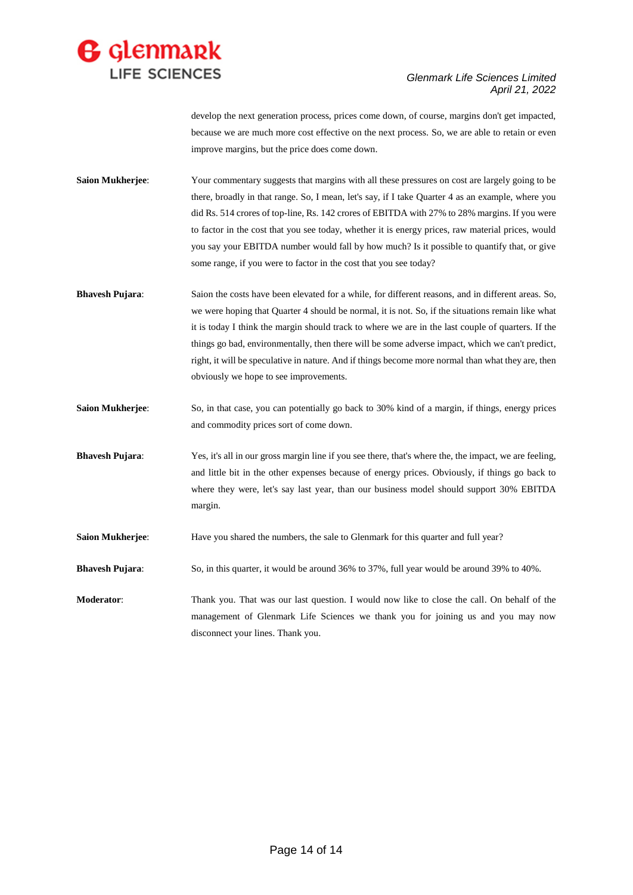develop the next generation process, prices come down, of course, margins don't get impacted, because we are much more cost effective on the next process. So, we are able to retain or even improve margins, but the price does come down.

**Saion Mukherjee**: Your commentary suggests that margins with all these pressures on cost are largely going to be there, broadly in that range. So, I mean, let's say, if I take Quarter 4 as an example, where you did Rs. 514 crores of top-line, Rs. 142 crores of EBITDA with 27% to 28% margins. If you were to factor in the cost that you see today, whether it is energy prices, raw material prices, would you say your EBITDA number would fall by how much? Is it possible to quantify that, or give some range, if you were to factor in the cost that you see today?

**Bhavesh Pujara**: Saion the costs have been elevated for a while, for different reasons, and in different areas. So, we were hoping that Quarter 4 should be normal, it is not. So, if the situations remain like what it is today I think the margin should track to where we are in the last couple of quarters. If the things go bad, environmentally, then there will be some adverse impact, which we can't predict, right, it will be speculative in nature. And if things become more normal than what they are, then obviously we hope to see improvements.

**Saion Mukherjee**: So, in that case, you can potentially go back to 30% kind of a margin, if things, energy prices and commodity prices sort of come down.

**Bhavesh Pujara**: Yes, it's all in our gross margin line if you see there, that's where the, the impact, we are feeling, and little bit in the other expenses because of energy prices. Obviously, if things go back to where they were, let's say last year, than our business model should support 30% EBITDA margin.

**Saion Mukherjee**: Have you shared the numbers, the sale to Glenmark for this quarter and full year?

**Bhavesh Pujara**: So, in this quarter, it would be around 36% to 37%, full year would be around 39% to 40%.

**Moderator**: Thank you. That was our last question. I would now like to close the call. On behalf of the management of Glenmark Life Sciences we thank you for joining us and you may now disconnect your lines. Thank you.